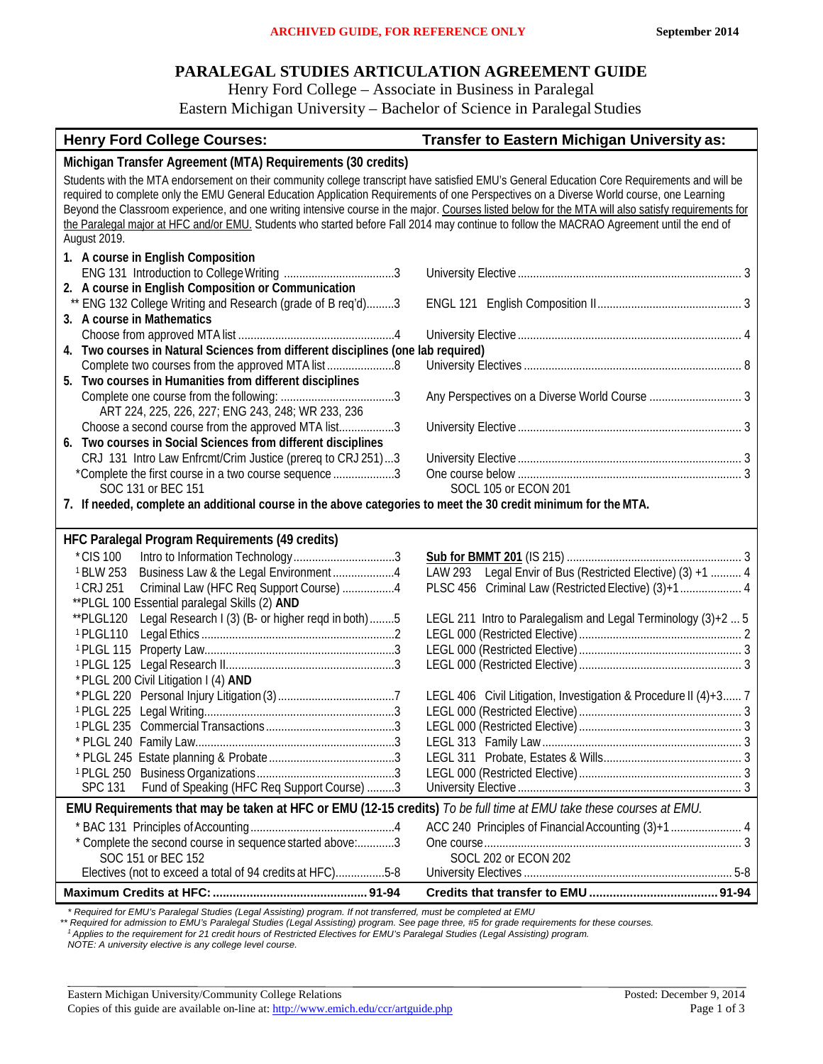ARCHIVED GUIDE, FOR REFERENCE ONLY — September 2014

# PARALEGAL STUDIES ARTICULATION AGREEMENT GUIDE

Henry Ford College – Associate in Business in Paralegal
Eastern Michigan University – Bachelor of Science in Paralegal Studies

| Henry Ford College Courses: | Transfer to Eastern Michigan University as: |
|---|---|
| **Michigan Transfer Agreement (MTA) Requirements (30 credits)** | |
| Students with the MTA endorsement on their community college transcript have satisfied EMU's General Education Core Requirements and will be required to complete only the EMU General Education Application Requirements of one Perspectives on a Diverse World course, one Learning Beyond the Classroom experience, and one writing intensive course in the major. Courses listed below for the MTA will also satisfy requirements for the Paralegal major at HFC and/or EMU. Students who started before Fall 2014 may continue to follow the MACRAO Agreement until the end of August 2019. | |
| **1. A course in English Composition** | |
| ENG 131 Introduction to College Writing ... 3 | University Elective ... 3 |
| **2. A course in English Composition or Communication** | |
| ** ENG 132 College Writing and Research (grade of B req'd) ... 3 | ENGL 121 English Composition II ... 3 |
| **3. A course in Mathematics** | |
| Choose from approved MTA list ... 4 | University Elective ... 4 |
| **4. Two courses in Natural Sciences from different disciplines (one lab required)** | |
| Complete two courses from the approved MTA list ... 8 | University Electives ... 8 |
| **5. Two courses in Humanities from different disciplines** | |
| Complete one course from the following: ... 3<br>ART 224, 225, 226, 227; ENG 243, 248; WR 233, 236 | Any Perspectives on a Diverse World Course ... 3 |
| Choose a second course from the approved MTA list ... 3 | University Elective ... 3 |
| **6. Two courses in Social Sciences from different disciplines** | |
| CRJ 131 Intro Law Enfrcmt/Crim Justice (prereq to CRJ 251) ... 3 | University Elective ... 3 |
| *Complete the first course in a two course sequence ... 3<br>SOC 131 or BEC 151 | One course below ... 3<br>SOCL 105 or ECON 201 |
| **7. If needed, complete an additional course in the above categories to meet the 30 credit minimum for the MTA.** | |
| **HFC Paralegal Program Requirements (49 credits)** | |
| *CIS 100 Intro to Information Technology ... 3 | Sub for BMMT 201 (IS 215) ... 3 |
| [1]BLW 253 Business Law & the Legal Environment ... 4 | LAW 293 Legal Envir of Bus (Restricted Elective) (3) +1 ... 4 |
| [1]CRJ 251 Criminal Law (HFC Req Support Course) ... 4 | PLSC 456 Criminal Law (Restricted Elective) (3)+1 ... 4 |
| **PLGL 100 Essential paralegal Skills (2) **AND**<br>**PLGL120 Legal Research I (3) (B- or higher reqd in both) ... 5 | LEGL 211 Intro to Paralegalism and Legal Terminology (3)+2 ... 5 |
| [1]PLGL110 Legal Ethics ... 2 | LEGL 000 (Restricted Elective) ... 2 |
| [1]PLGL 115 Property Law ... 3 | LEGL 000 (Restricted Elective) ... 3 |
| [1]PLGL 125 Legal Research II ... 3 | LEGL 000 (Restricted Elective) ... 3 |
| *PLGL 200 Civil Litigation I (4) **AND**<br>*PLGL 220 Personal Injury Litigation (3) ... 7 | LEGL 406 Civil Litigation, Investigation & Procedure II (4)+3 ... 7 |
| [1]PLGL 225 Legal Writing ... 3 | LEGL 000 (Restricted Elective) ... 3 |
| [1]PLGL 235 Commercial Transactions ... 3 | LEGL 000 (Restricted Elective) ... 3 |
| * PLGL 240 Family Law ... 3 | LEGL 313 Family Law ... 3 |
| * PLGL 245 Estate planning & Probate ... 3 | LEGL 311 Probate, Estates & Wills ... 3 |
| [1]PLGL 250 Business Organizations ... 3 | LEGL 000 (Restricted Elective) ... 3 |
| SPC 131 Fund of Speaking (HFC Req Support Course) ... 3 | University Elective ... 3 |
| **EMU Requirements that may be taken at HFC or EMU (12-15 credits)** *To be full time at EMU take these courses at EMU.* | |
| * BAC 131 Principles of Accounting ... 4 | ACC 240 Principles of Financial Accounting (3)+1 ... 4 |
| * Complete the second course in sequence started above: ... 3<br>SOC 151 or BEC 152 | One course ... 3<br>SOCL 202 or ECON 202 |
| Electives (not to exceed a total of 94 credits at HFC) ... 5-8 | University Electives ... 5-8 |
| **Maximum Credits at HFC: ... 91-94** | **Credits that transfer to EMU ... 91-94** |

*\* Required for EMU's Paralegal Studies (Legal Assisting) program. If not transferred, must be completed at EMU*
*\*\* Required for admission to EMU's Paralegal Studies (Legal Assisting) program. See page three, #5 for grade requirements for these courses.*
*[1] Applies to the requirement for 21 credit hours of Restricted Electives for EMU's Paralegal Studies (Legal Assisting) program.*
*NOTE: A university elective is any college level course.*

Eastern Michigan University/Community College Relations — Posted: December 9, 2014
Copies of this guide are available on-line at: http://www.emich.edu/ccr/artguide.php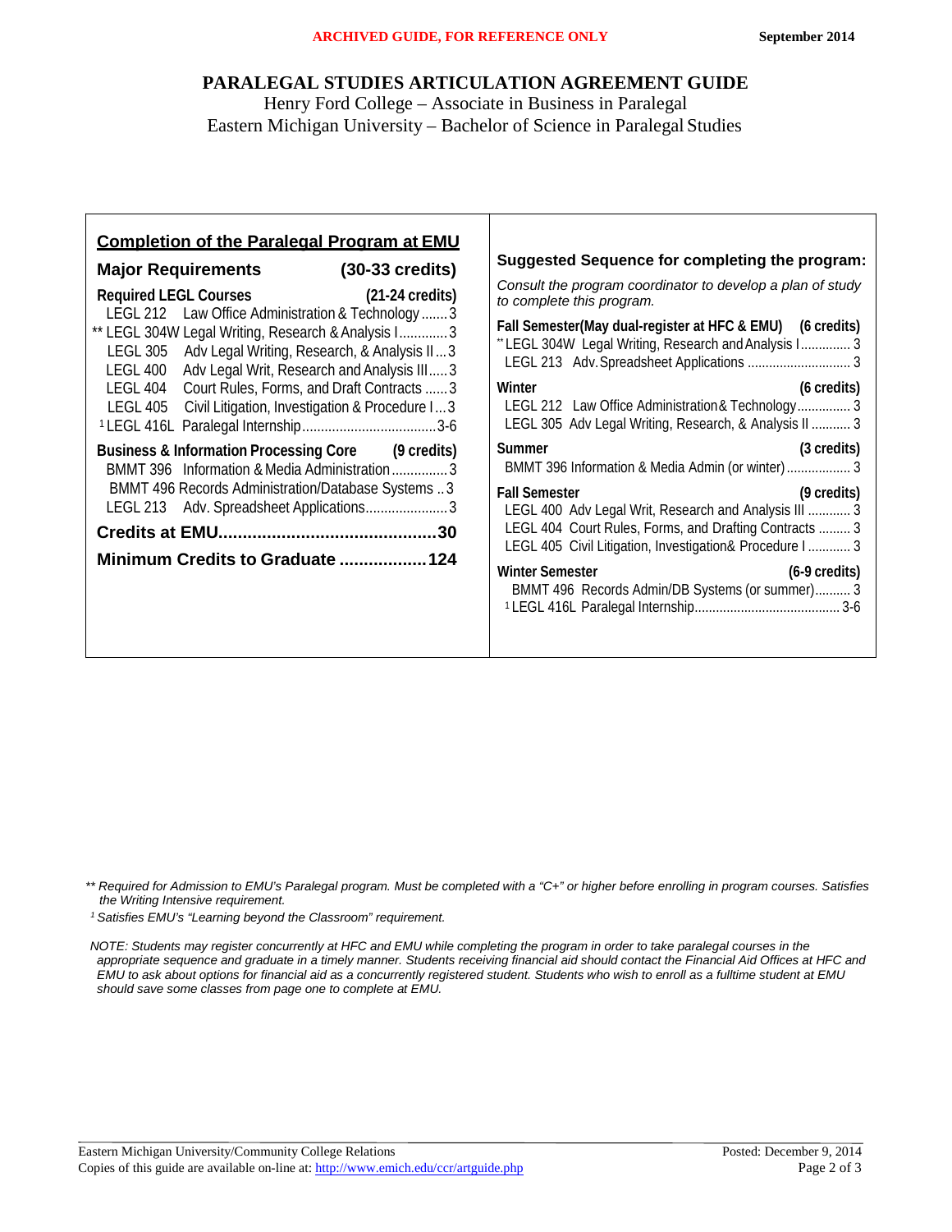ARCHIVED GUIDE, FOR REFERENCE ONLY — September 2014

# PARALEGAL STUDIES ARTICULATION AGREEMENT GUIDE

Henry Ford College – Associate in Business in Paralegal
Eastern Michigan University – Bachelor of Science in Paralegal Studies

## Completion of the Paralegal Program at EMU

### Major Requirements (30-33 credits)

**Required LEGL Courses (21-24 credits)**

- LEGL 212 Law Office Administration & Technology ....... 3
- ** LEGL 304W Legal Writing, Research & Analysis I ............ 3
- LEGL 305 Adv Legal Writing, Research, & Analysis II ... 3
- LEGL 400 Adv Legal Writ, Research and Analysis III ..... 3
- LEGL 404 Court Rules, Forms, and Draft Contracts ...... 3
- LEGL 405 Civil Litigation, Investigation & Procedure I ... 3
- [1] LEGL 416L Paralegal Internship ................................... 3-6

**Business & Information Processing Core (9 credits)**

- BMMT 396 Information & Media Administration ............... 3
- BMMT 496 Records Administration/Database Systems .. 3
- LEGL 213 Adv. Spreadsheet Applications ...................... 3

**Credits at EMU............................................30**

**Minimum Credits to Graduate ..................124**

## Suggested Sequence for completing the program:

*Consult the program coordinator to develop a plan of study to complete this program.*

**Fall Semester (May dual-register at HFC & EMU) (6 credits)**

- ** LEGL 304W Legal Writing, Research and Analysis I .............. 3
- LEGL 213 Adv. Spreadsheet Applications ............................. 3

**Winter (6 credits)**

- LEGL 212 Law Office Administration & Technology ............... 3
- LEGL 305 Adv Legal Writing, Research, & Analysis II ........... 3

**Summer (3 credits)**

- BMMT 396 Information & Media Admin (or winter) .................. 3

**Fall Semester (9 credits)**

- LEGL 400 Adv Legal Writ, Research and Analysis III ............ 3
- LEGL 404 Court Rules, Forms, and Drafting Contracts ......... 3
- LEGL 405 Civil Litigation, Investigation& Procedure I ............ 3

**Winter Semester (6-9 credits)**

- BMMT 496 Records Admin/DB Systems (or summer).......... 3
- [1] LEGL 416L Paralegal Internship......................................... 3-6

*** Required for Admission to EMU's Paralegal program. Must be completed with a "C+" or higher before enrolling in program courses. Satisfies the Writing Intensive requirement.*

*[1] Satisfies EMU's "Learning beyond the Classroom" requirement.*

*NOTE: Students may register concurrently at HFC and EMU while completing the program in order to take paralegal courses in the appropriate sequence and graduate in a timely manner. Students receiving financial aid should contact the Financial Aid Offices at HFC and EMU to ask about options for financial aid as a concurrently registered student. Students who wish to enroll as a fulltime student at EMU should save some classes from page one to complete at EMU.*

Eastern Michigan University/Community College Relations — Posted: December 9, 2014
Copies of this guide are available on-line at: http://www.emich.edu/ccr/artguide.php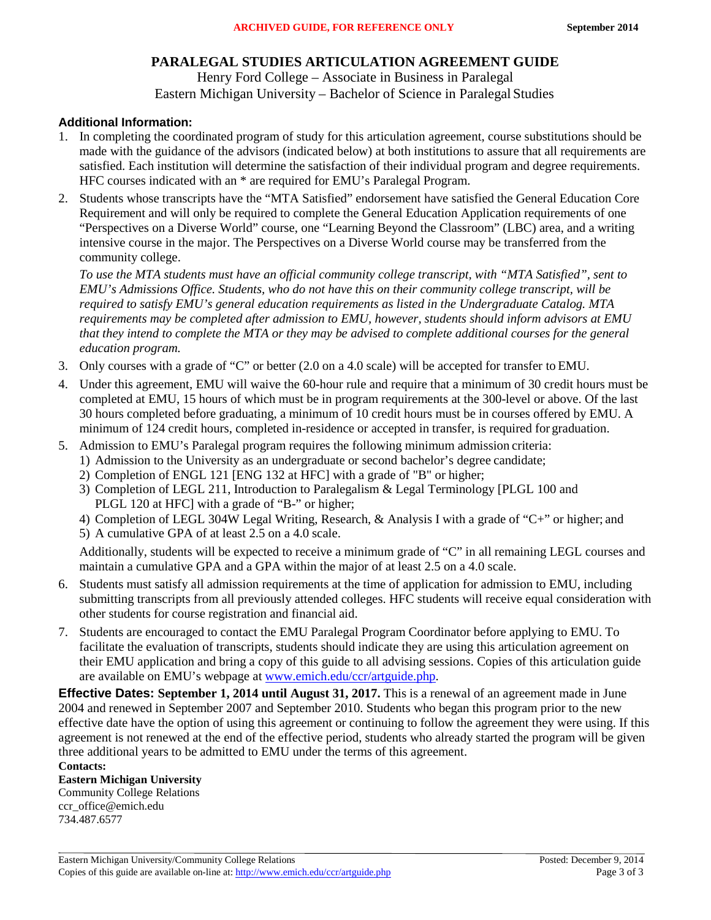# PARALEGAL STUDIES ARTICULATION AGREEMENT GUIDE

Henry Ford College – Associate in Business in Paralegal
Eastern Michigan University – Bachelor of Science in Paralegal Studies

### Additional Information:

1. In completing the coordinated program of study for this articulation agreement, course substitutions should be made with the guidance of the advisors (indicated below) at both institutions to assure that all requirements are satisfied. Each institution will determine the satisfaction of their individual program and degree requirements. HFC courses indicated with an * are required for EMU's Paralegal Program.
2. Students whose transcripts have the "MTA Satisfied" endorsement have satisfied the General Education Core Requirement and will only be required to complete the General Education Application requirements of one "Perspectives on a Diverse World" course, one "Learning Beyond the Classroom" (LBC) area, and a writing intensive course in the major. The Perspectives on a Diverse World course may be transferred from the community college.

   *To use the MTA students must have an official community college transcript, with "MTA Satisfied", sent to EMU's Admissions Office. Students, who do not have this on their community college transcript, will be required to satisfy EMU's general education requirements as listed in the Undergraduate Catalog. MTA requirements may be completed after admission to EMU, however, students should inform advisors at EMU that they intend to complete the MTA or they may be advised to complete additional courses for the general education program.*
3. Only courses with a grade of "C" or better (2.0 on a 4.0 scale) will be accepted for transfer to EMU.
4. Under this agreement, EMU will waive the 60-hour rule and require that a minimum of 30 credit hours must be completed at EMU, 15 hours of which must be in program requirements at the 300-level or above. Of the last 30 hours completed before graduating, a minimum of 10 credit hours must be in courses offered by EMU. A minimum of 124 credit hours, completed in-residence or accepted in transfer, is required for graduation.
5. Admission to EMU's Paralegal program requires the following minimum admission criteria:
   1) Admission to the University as an undergraduate or second bachelor's degree candidate;
   2) Completion of ENGL 121 [ENG 132 at HFC] with a grade of "B" or higher;
   3) Completion of LEGL 211, Introduction to Paralegalism & Legal Terminology [PLGL 100 and PLGL 120 at HFC] with a grade of "B-" or higher;
   4) Completion of LEGL 304W Legal Writing, Research, & Analysis I with a grade of "C+" or higher; and
   5) A cumulative GPA of at least 2.5 on a 4.0 scale.

   Additionally, students will be expected to receive a minimum grade of "C" in all remaining LEGL courses and maintain a cumulative GPA and a GPA within the major of at least 2.5 on a 4.0 scale.
6. Students must satisfy all admission requirements at the time of application for admission to EMU, including submitting transcripts from all previously attended colleges. HFC students will receive equal consideration with other students for course registration and financial aid.
7. Students are encouraged to contact the EMU Paralegal Program Coordinator before applying to EMU. To facilitate the evaluation of transcripts, students should indicate they are using this articulation agreement on their EMU application and bring a copy of this guide to all advising sessions. Copies of this articulation guide are available on EMU's webpage at www.emich.edu/ccr/artguide.php.

**Effective Dates: September 1, 2014 until August 31, 2017.** This is a renewal of an agreement made in June 2004 and renewed in September 2007 and September 2010. Students who began this program prior to the new effective date have the option of using this agreement or continuing to follow the agreement they were using. If this agreement is not renewed at the end of the effective period, students who already started the program will be given three additional years to be admitted to EMU under the terms of this agreement.

**Contacts:**

**Eastern Michigan University**
Community College Relations
ccr_office@emich.edu
734.487.6577